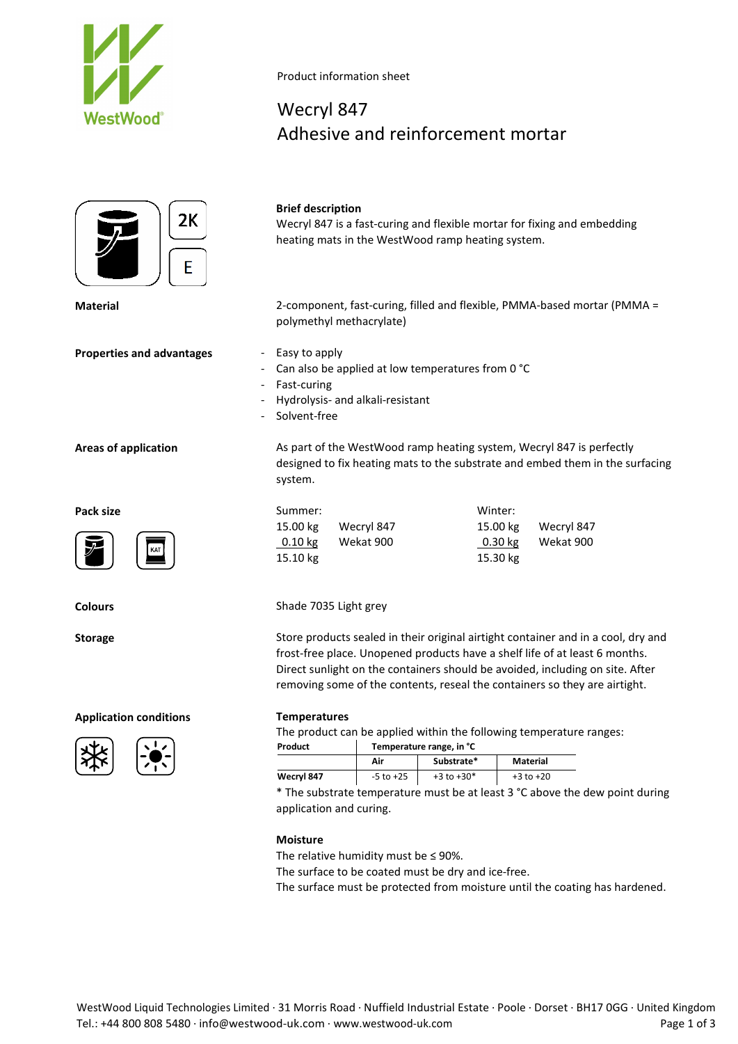Product information sheet

# Wecryl 847
# Adhesive and reinforcement mortar

2K

E

**Brief description**
Wecryl 847 is a fast-curing and flexible mortar for fixing and embedding heating mats in the WestWood ramp heating system.

**Material**

2-component, fast-curing, filled and flexible, PMMA-based mortar (PMMA = polymethyl methacrylate)

**Properties and advantages**

- Easy to apply
- Can also be applied at low temperatures from 0 °C
- Fast-curing
- Hydrolysis- and alkali-resistant
- Solvent-free

**Areas of application**

As part of the WestWood ramp heating system, Wecryl 847 is perfectly designed to fix heating mats to the substrate and embed them in the surfacing system.

**Pack size**

KAT

| Summer: | | Winter: | |
|---|---|---|---|
| 15.00 kg | Wecryl 847 | 15.00 kg | Wecryl 847 |
| 0.10 kg | Wekat 900 | 0.30 kg | Wekat 900 |
| 15.10 kg | | 15.30 kg | |

**Colours**

Shade 7035 Light grey

**Storage**

Store products sealed in their original airtight container and in a cool, dry and frost-free place. Unopened products have a shelf life of at least 6 months. Direct sunlight on the containers should be avoided, including on site. After removing some of the contents, reseal the containers so they are airtight.

**Application conditions**

**Temperatures**
The product can be applied within the following temperature ranges:

| Product | Temperature range, in °C | | |
|---|---|---|---|
| | Air | Substrate* | Material |
| Wecryl 847 | -5 to +25 | +3 to +30* | +3 to +20 |

* The substrate temperature must be at least 3 °C above the dew point during application and curing.

**Moisture**
The relative humidity must be ≤ 90%.
The surface to be coated must be dry and ice-free.
The surface must be protected from moisture until the coating has hardened.

WestWood Liquid Technologies Limited · 31 Morris Road · Nuffield Industrial Estate · Poole · Dorset · BH17 0GG · United Kingdom
Tel.: +44 800 808 5480 · info@westwood-uk.com · www.westwood-uk.com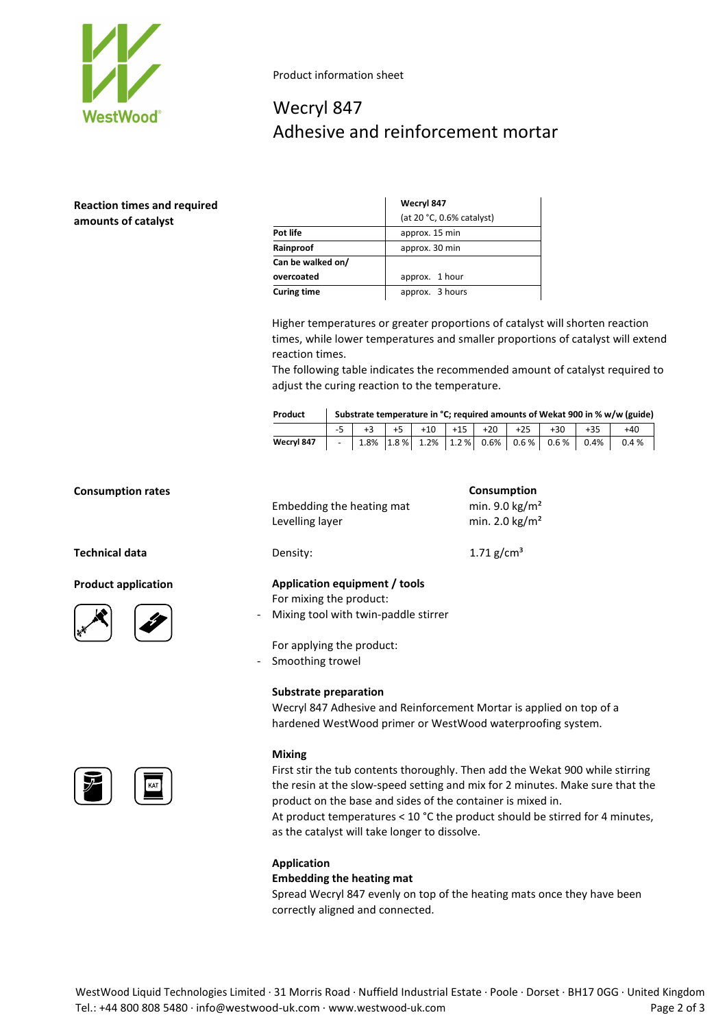Product information sheet

# Wecryl 847
## Adhesive and reinforcement mortar

### Reaction times and required amounts of catalyst

| | Wecryl 847 (at 20 °C, 0.6% catalyst) |
|---|---|
| **Pot life** | approx. 15 min |
| **Rainproof** | approx. 30 min |
| **Can be walked on/ overcoated** | approx. 1 hour |
| **Curing time** | approx. 3 hours |

Higher temperatures or greater proportions of catalyst will shorten reaction times, while lower temperatures and smaller proportions of catalyst will extend reaction times.
The following table indicates the recommended amount of catalyst required to adjust the curing reaction to the temperature.

| Product | Substrate temperature in °C; required amounts of Wekat 900 in % w/w (guide) | | | | | | | | | |
|---|---|---|---|---|---|---|---|---|---|---|
| | -5 | +3 | +5 | +10 | +15 | +20 | +25 | +30 | +35 | +40 |
| **Wecryl 847** | - | 1.8% | 1.8 % | 1.2% | 1.2 % | 0.6% | 0.6 % | 0.6 % | 0.4% | 0.4 % |

### Consumption rates

| | Consumption |
|---|---|
| Embedding the heating mat | min. 9.0 kg/m² |
| Levelling layer | min. 2.0 kg/m² |

### Technical data

Density: 1.71 g/cm³

### Product application

**Application equipment / tools**

For mixing the product:

- Mixing tool with twin-paddle stirrer

For applying the product:

- Smoothing trowel

**Substrate preparation**

Wecryl 847 Adhesive and Reinforcement Mortar is applied on top of a hardened WestWood primer or WestWood waterproofing system.

**Mixing**

First stir the tub contents thoroughly. Then add the Wekat 900 while stirring the resin at the slow-speed setting and mix for 2 minutes. Make sure that the product on the base and sides of the container is mixed in.
At product temperatures < 10 °C the product should be stirred for 4 minutes, as the catalyst will take longer to dissolve.

**Application**

**Embedding the heating mat**

Spread Wecryl 847 evenly on top of the heating mats once they have been correctly aligned and connected.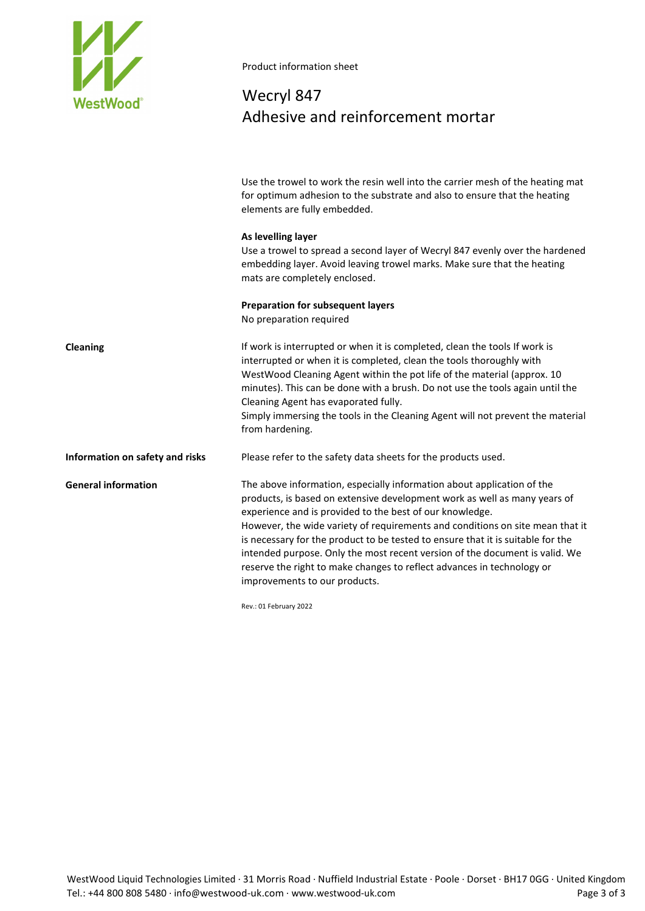Product information sheet

# Wecryl 847
## Adhesive and reinforcement mortar

Use the trowel to work the resin well into the carrier mesh of the heating mat for optimum adhesion to the substrate and also to ensure that the heating elements are fully embedded.

**As levelling layer**
Use a trowel to spread a second layer of Wecryl 847 evenly over the hardened embedding layer. Avoid leaving trowel marks. Make sure that the heating mats are completely enclosed.

**Preparation for subsequent layers**
No preparation required

**Cleaning**

If work is interrupted or when it is completed, clean the tools If work is interrupted or when it is completed, clean the tools thoroughly with WestWood Cleaning Agent within the pot life of the material (approx. 10 minutes). This can be done with a brush. Do not use the tools again until the Cleaning Agent has evaporated fully.
Simply immersing the tools in the Cleaning Agent will not prevent the material from hardening.

**Information on safety and risks**

Please refer to the safety data sheets for the products used.

**General information**

The above information, especially information about application of the products, is based on extensive development work as well as many years of experience and is provided to the best of our knowledge.
However, the wide variety of requirements and conditions on site mean that it is necessary for the product to be tested to ensure that it is suitable for the intended purpose. Only the most recent version of the document is valid. We reserve the right to make changes to reflect advances in technology or improvements to our products.

Rev.: 01 February 2022

WestWood Liquid Technologies Limited · 31 Morris Road · Nuffield Industrial Estate · Poole · Dorset · BH17 0GG · United Kingdom
Tel.: +44 800 808 5480 · info@westwood-uk.com · www.westwood-uk.com